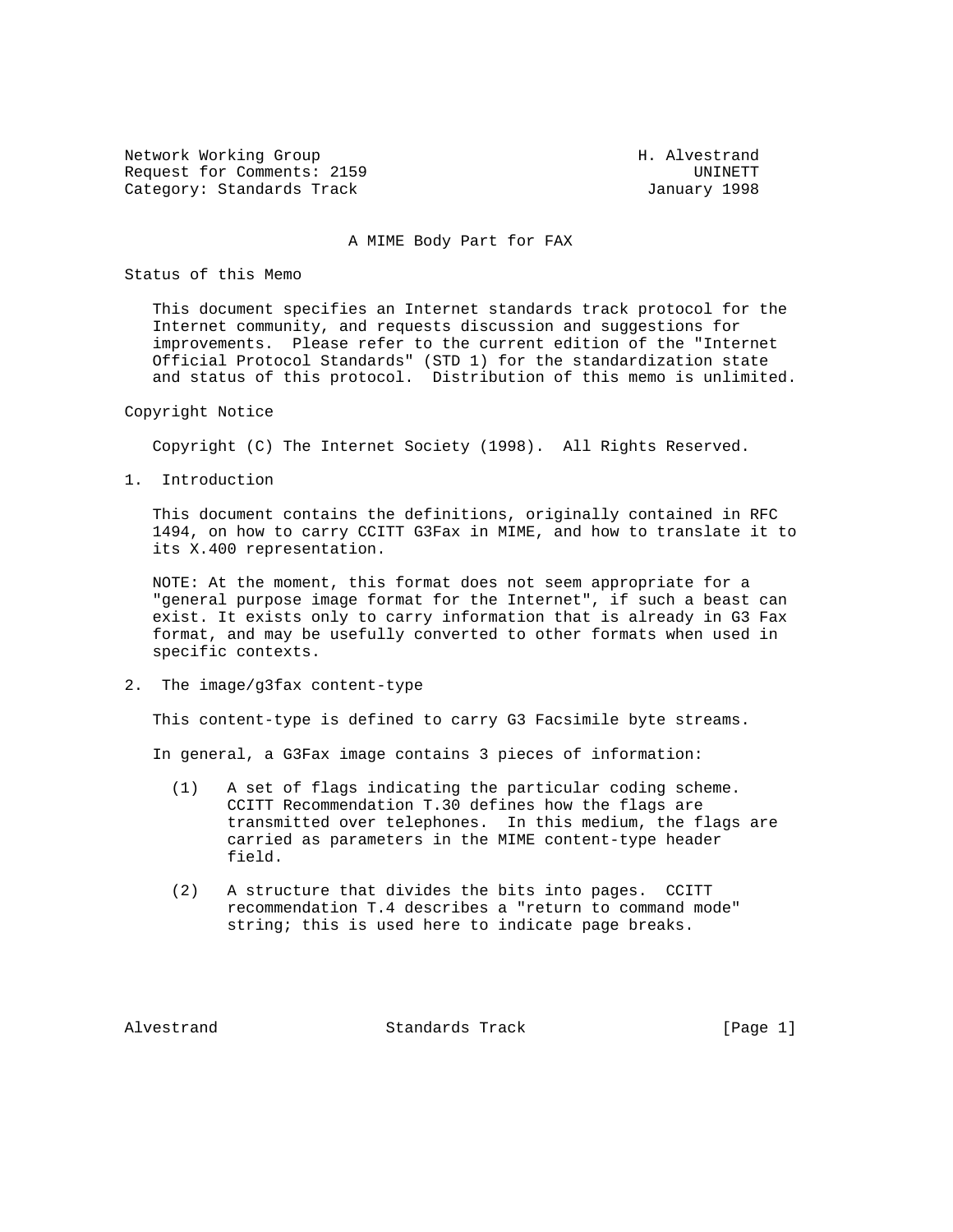Network Working Group H. Alvestrand
Request for Comments: 2159 UNINETT
Category: Standards Track January 1998

# A MIME Body Part for FAX

## Status of this Memo

This document specifies an Internet standards track protocol for the Internet community, and requests discussion and suggestions for improvements. Please refer to the current edition of the "Internet Official Protocol Standards" (STD 1) for the standardization state and status of this protocol. Distribution of this memo is unlimited.

## Copyright Notice

Copyright (C) The Internet Society (1998). All Rights Reserved.

## 1. Introduction

This document contains the definitions, originally contained in RFC 1494, on how to carry CCITT G3Fax in MIME, and how to translate it to its X.400 representation.

NOTE: At the moment, this format does not seem appropriate for a "general purpose image format for the Internet", if such a beast can exist. It exists only to carry information that is already in G3 Fax format, and may be usefully converted to other formats when used in specific contexts.

## 2. The image/g3fax content-type

This content-type is defined to carry G3 Facsimile byte streams.

In general, a G3Fax image contains 3 pieces of information:

(1) A set of flags indicating the particular coding scheme. CCITT Recommendation T.30 defines how the flags are transmitted over telephones. In this medium, the flags are carried as parameters in the MIME content-type header field.

(2) A structure that divides the bits into pages. CCITT recommendation T.4 describes a "return to command mode" string; this is used here to indicate page breaks.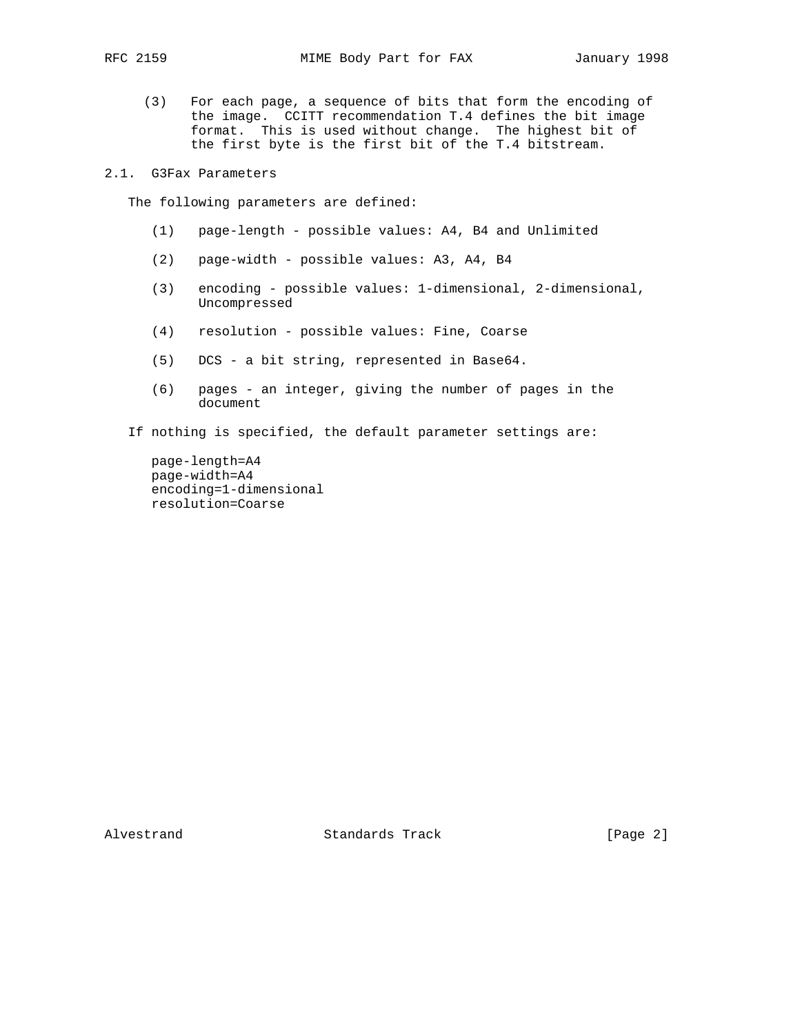(3) For each page, a sequence of bits that form the encoding of the image. CCITT recommendation T.4 defines the bit image format. This is used without change. The highest bit of the first byte is the first bit of the T.4 bitstream.

## 2.1. G3Fax Parameters

The following parameters are defined:

(1) page-length - possible values: A4, B4 and Unlimited

(2) page-width - possible values: A3, A4, B4

(3) encoding - possible values: 1-dimensional, 2-dimensional, Uncompressed

(4) resolution - possible values: Fine, Coarse

(5) DCS - a bit string, represented in Base64.

(6) pages - an integer, giving the number of pages in the document

If nothing is specified, the default parameter settings are:

```
page-length=A4
page-width=A4
encoding=1-dimensional
resolution=Coarse
```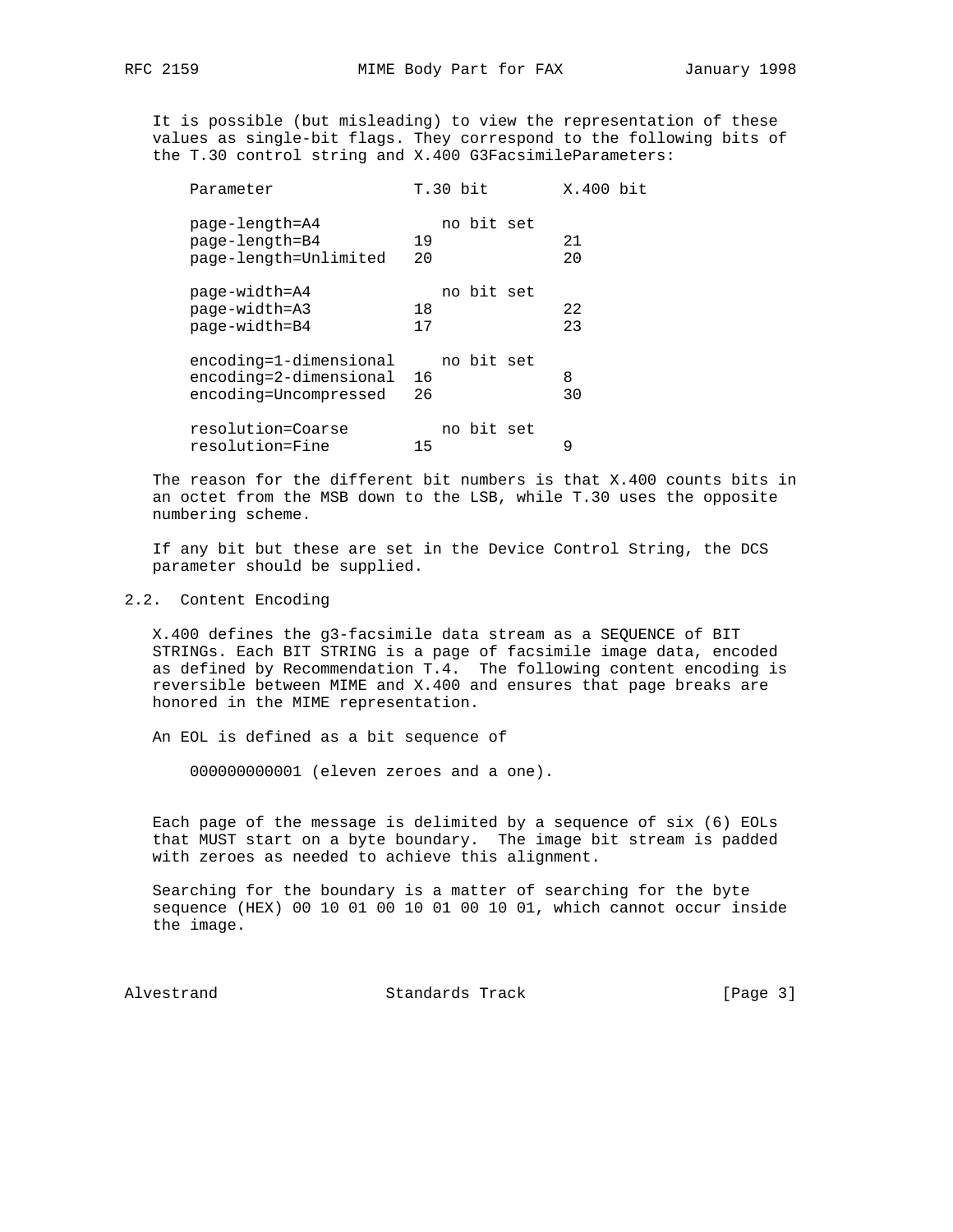It is possible (but misleading) to view the representation of these values as single-bit flags. They correspond to the following bits of the T.30 control string and X.400 G3FacsimileParameters:

| Parameter | T.30 bit | X.400 bit |
|---|---|---|
| page-length=A4 | no bit set | |
| page-length=B4 | 19 | 21 |
| page-length=Unlimited | 20 | 20 |
| page-width=A4 | no bit set | |
| page-width=A3 | 18 | 22 |
| page-width=B4 | 17 | 23 |
| encoding=1-dimensional | no bit set | |
| encoding=2-dimensional | 16 | 8 |
| encoding=Uncompressed | 26 | 30 |
| resolution=Coarse | no bit set | |
| resolution=Fine | 15 | 9 |

The reason for the different bit numbers is that X.400 counts bits in an octet from the MSB down to the LSB, while T.30 uses the opposite numbering scheme.

If any bit but these are set in the Device Control String, the DCS parameter should be supplied.

## 2.2. Content Encoding

X.400 defines the g3-facsimile data stream as a SEQUENCE of BIT STRINGs. Each BIT STRING is a page of facsimile image data, encoded as defined by Recommendation T.4. The following content encoding is reversible between MIME and X.400 and ensures that page breaks are honored in the MIME representation.

An EOL is defined as a bit sequence of

    000000000001 (eleven zeroes and a one).

Each page of the message is delimited by a sequence of six (6) EOLs that MUST start on a byte boundary. The image bit stream is padded with zeroes as needed to achieve this alignment.

Searching for the boundary is a matter of searching for the byte sequence (HEX) 00 10 01 00 10 01 00 10 01, which cannot occur inside the image.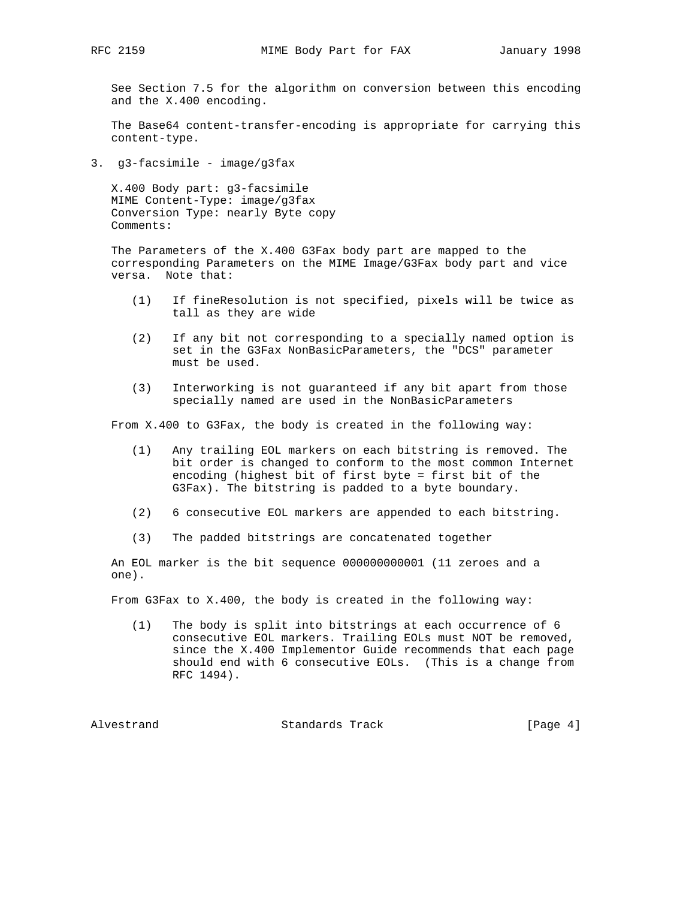See Section 7.5 for the algorithm on conversion between this encoding and the X.400 encoding.

The Base64 content-transfer-encoding is appropriate for carrying this content-type.

## 3. g3-facsimile - image/g3fax

X.400 Body part: g3-facsimile
MIME Content-Type: image/g3fax
Conversion Type: nearly Byte copy
Comments:

The Parameters of the X.400 G3Fax body part are mapped to the corresponding Parameters on the MIME Image/G3Fax body part and vice versa. Note that:

(1) If fineResolution is not specified, pixels will be twice as tall as they are wide

(2) If any bit not corresponding to a specially named option is set in the G3Fax NonBasicParameters, the "DCS" parameter must be used.

(3) Interworking is not guaranteed if any bit apart from those specially named are used in the NonBasicParameters

From X.400 to G3Fax, the body is created in the following way:

(1) Any trailing EOL markers on each bitstring is removed. The bit order is changed to conform to the most common Internet encoding (highest bit of first byte = first bit of the G3Fax). The bitstring is padded to a byte boundary.

(2) 6 consecutive EOL markers are appended to each bitstring.

(3) The padded bitstrings are concatenated together

An EOL marker is the bit sequence 000000000001 (11 zeroes and a one).

From G3Fax to X.400, the body is created in the following way:

(1) The body is split into bitstrings at each occurrence of 6 consecutive EOL markers. Trailing EOLs must NOT be removed, since the X.400 Implementor Guide recommends that each page should end with 6 consecutive EOLs. (This is a change from RFC 1494).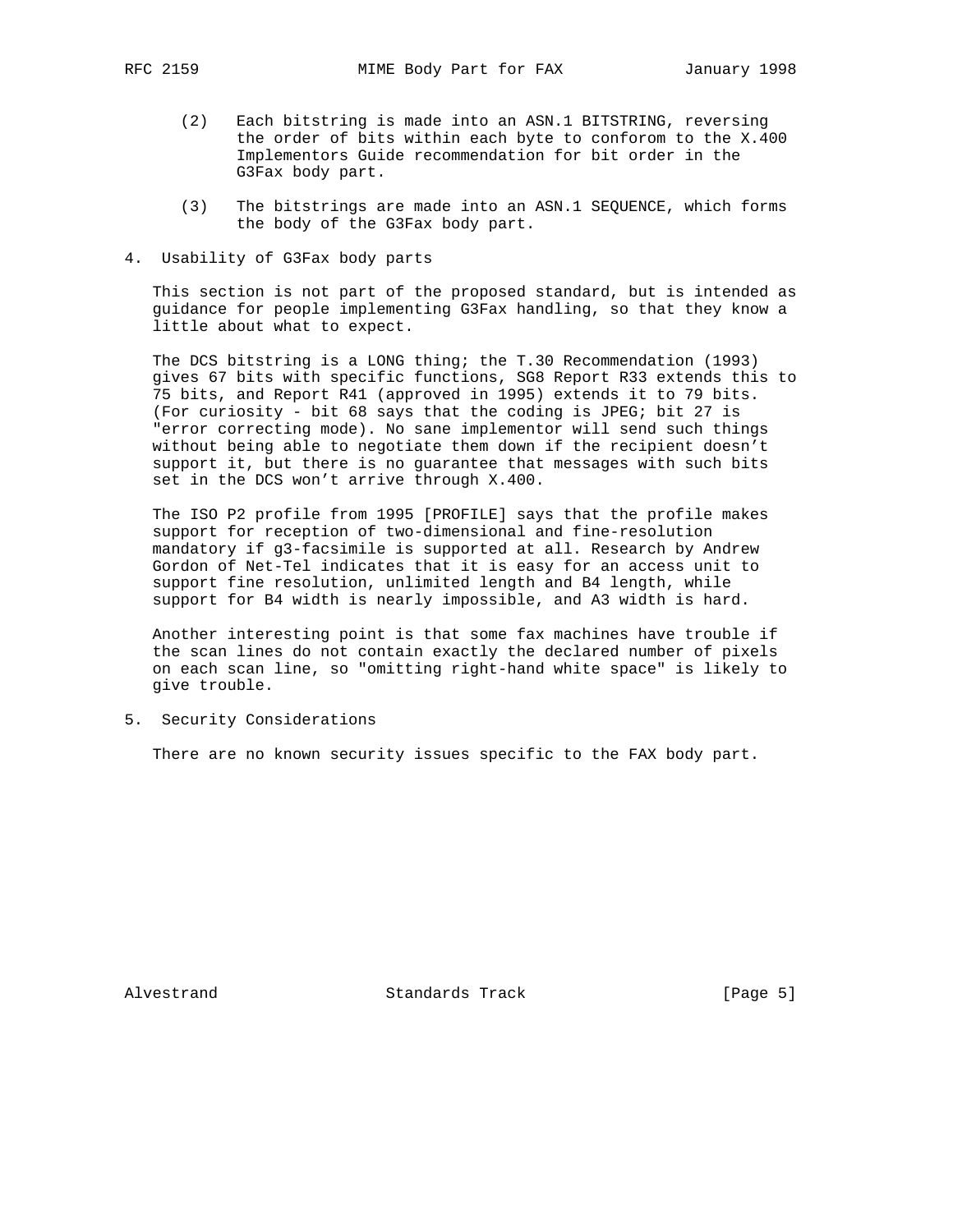(2) Each bitstring is made into an ASN.1 BITSTRING, reversing the order of bits within each byte to conforom to the X.400 Implementors Guide recommendation for bit order in the G3Fax body part.

(3) The bitstrings are made into an ASN.1 SEQUENCE, which forms the body of the G3Fax body part.

## 4. Usability of G3Fax body parts

This section is not part of the proposed standard, but is intended as guidance for people implementing G3Fax handling, so that they know a little about what to expect.

The DCS bitstring is a LONG thing; the T.30 Recommendation (1993) gives 67 bits with specific functions, SG8 Report R33 extends this to 75 bits, and Report R41 (approved in 1995) extends it to 79 bits. (For curiosity - bit 68 says that the coding is JPEG; bit 27 is "error correcting mode). No sane implementor will send such things without being able to negotiate them down if the recipient doesn't support it, but there is no guarantee that messages with such bits set in the DCS won't arrive through X.400.

The ISO P2 profile from 1995 [PROFILE] says that the profile makes support for reception of two-dimensional and fine-resolution mandatory if g3-facsimile is supported at all. Research by Andrew Gordon of Net-Tel indicates that it is easy for an access unit to support fine resolution, unlimited length and B4 length, while support for B4 width is nearly impossible, and A3 width is hard.

Another interesting point is that some fax machines have trouble if the scan lines do not contain exactly the declared number of pixels on each scan line, so "omitting right-hand white space" is likely to give trouble.

## 5. Security Considerations

There are no known security issues specific to the FAX body part.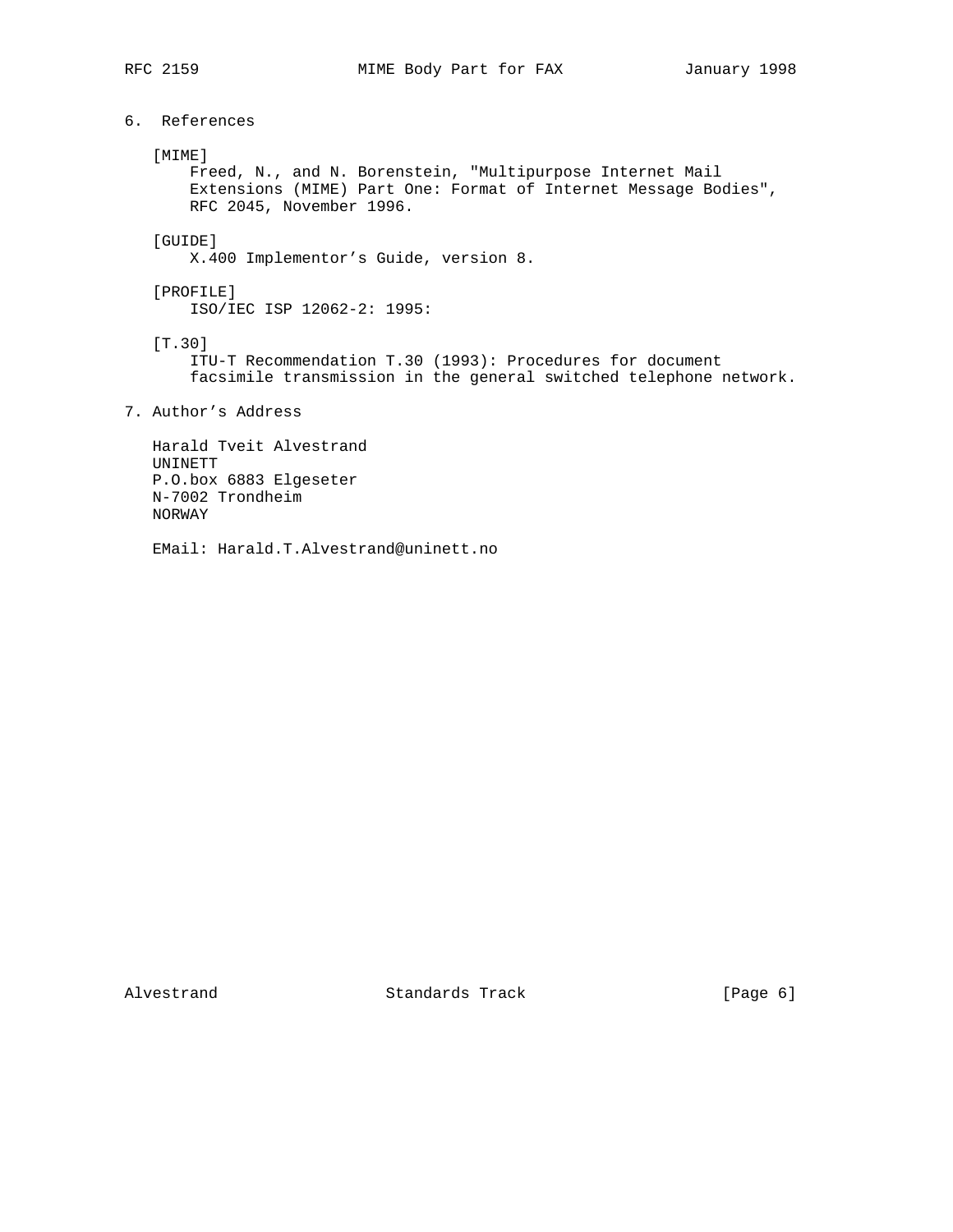## 6. References

[MIME]
Freed, N., and N. Borenstein, "Multipurpose Internet Mail Extensions (MIME) Part One: Format of Internet Message Bodies", RFC 2045, November 1996.

[GUIDE]
X.400 Implementor's Guide, version 8.

[PROFILE]
ISO/IEC ISP 12062-2: 1995:

[T.30]
ITU-T Recommendation T.30 (1993): Procedures for document facsimile transmission in the general switched telephone network.

## 7. Author's Address

Harald Tveit Alvestrand
UNINETT
P.O.box 6883 Elgeseter
N-7002 Trondheim
NORWAY

EMail: Harald.T.Alvestrand@uninett.no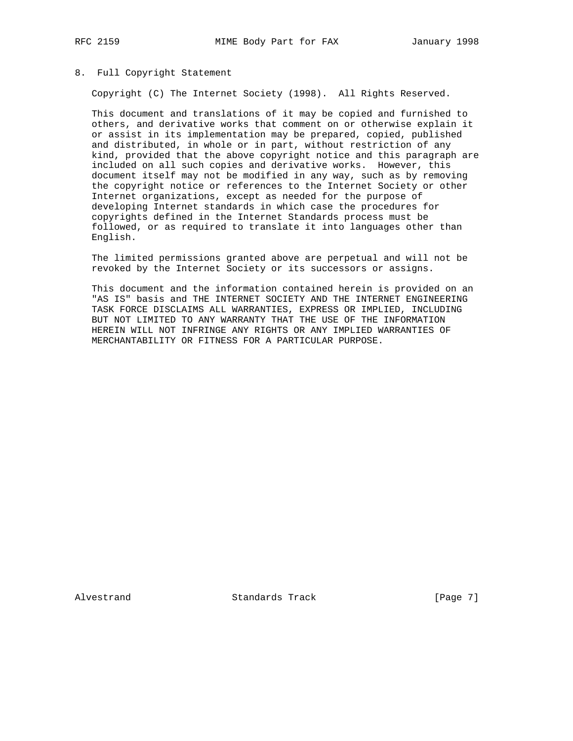## 8. Full Copyright Statement

Copyright (C) The Internet Society (1998). All Rights Reserved.

This document and translations of it may be copied and furnished to others, and derivative works that comment on or otherwise explain it or assist in its implementation may be prepared, copied, published and distributed, in whole or in part, without restriction of any kind, provided that the above copyright notice and this paragraph are included on all such copies and derivative works. However, this document itself may not be modified in any way, such as by removing the copyright notice or references to the Internet Society or other Internet organizations, except as needed for the purpose of developing Internet standards in which case the procedures for copyrights defined in the Internet Standards process must be followed, or as required to translate it into languages other than English.

The limited permissions granted above are perpetual and will not be revoked by the Internet Society or its successors or assigns.

This document and the information contained herein is provided on an "AS IS" basis and THE INTERNET SOCIETY AND THE INTERNET ENGINEERING TASK FORCE DISCLAIMS ALL WARRANTIES, EXPRESS OR IMPLIED, INCLUDING BUT NOT LIMITED TO ANY WARRANTY THAT THE USE OF THE INFORMATION HEREIN WILL NOT INFRINGE ANY RIGHTS OR ANY IMPLIED WARRANTIES OF MERCHANTABILITY OR FITNESS FOR A PARTICULAR PURPOSE.